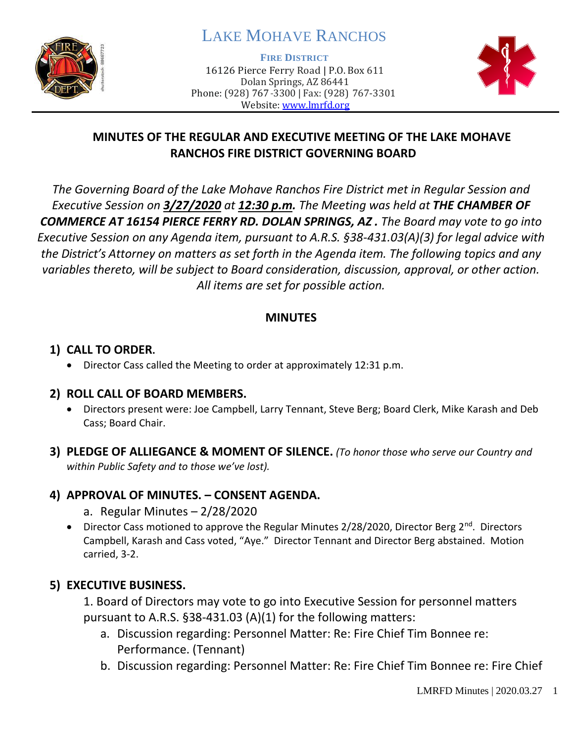# LAKE MOHAVE RANCHOS

**FIRE DISTRICT**
16126 Pierce Ferry Road | P.O. Box 611
Dolan Springs, AZ 86441
Phone: (928) 767-3300 | Fax: (928) 767-3301
Website: www.lmrfd.org

## MINUTES OF THE REGULAR AND EXECUTIVE MEETING OF THE LAKE MOHAVE RANCHOS FIRE DISTRICT GOVERNING BOARD

*The Governing Board of the Lake Mohave Ranchos Fire District met in Regular Session and Executive Session on **3/27/2020** at **12:30 p.m.** The Meeting was held at **THE CHAMBER OF COMMERCE AT 16154 PIERCE FERRY RD. DOLAN SPRINGS, AZ .** The Board may vote to go into Executive Session on any Agenda item, pursuant to A.R.S. §38-431.03(A)(3) for legal advice with the District's Attorney on matters as set forth in the Agenda item. The following topics and any variables thereto, will be subject to Board consideration, discussion, approval, or other action. All items are set for possible action.*

## MINUTES

### 1) CALL TO ORDER.

- Director Cass called the Meeting to order at approximately 12:31 p.m.

### 2) ROLL CALL OF BOARD MEMBERS.

- Directors present were: Joe Campbell, Larry Tennant, Steve Berg; Board Clerk, Mike Karash and Deb Cass; Board Chair.

### 3) PLEDGE OF ALLIEGANCE & MOMENT OF SILENCE. *(To honor those who serve our Country and within Public Safety and to those we've lost).*

### 4) APPROVAL OF MINUTES. – CONSENT AGENDA.

a. Regular Minutes – 2/28/2020

- Director Cass motioned to approve the Regular Minutes 2/28/2020, Director Berg 2nd. Directors Campbell, Karash and Cass voted, "Aye." Director Tennant and Director Berg abstained. Motion carried, 3-2.

### 5) EXECUTIVE BUSINESS.

1. Board of Directors may vote to go into Executive Session for personnel matters pursuant to A.R.S. §38-431.03 (A)(1) for the following matters:
   a. Discussion regarding: Personnel Matter: Re: Fire Chief Tim Bonnee re: Performance. (Tennant)
   b. Discussion regarding: Personnel Matter: Re: Fire Chief Tim Bonnee re: Fire Chief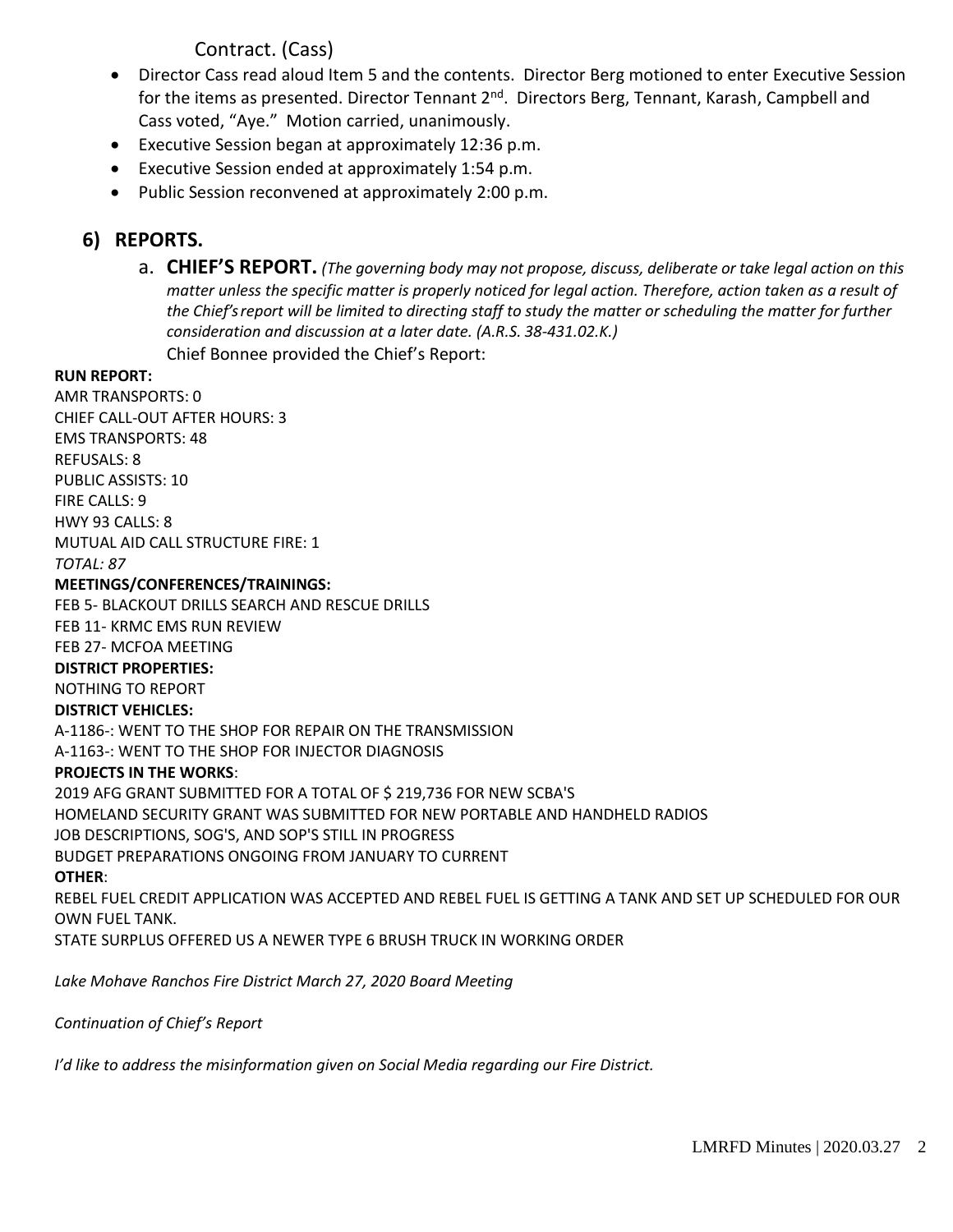Contract. (Cass)

- Director Cass read aloud Item 5 and the contents. Director Berg motioned to enter Executive Session for the items as presented. Director Tennant 2nd. Directors Berg, Tennant, Karash, Campbell and Cass voted, "Aye." Motion carried, unanimously.
- Executive Session began at approximately 12:36 p.m.
- Executive Session ended at approximately 1:54 p.m.
- Public Session reconvened at approximately 2:00 p.m.

## 6) REPORTS.

a. **CHIEF'S REPORT.** *(The governing body may not propose, discuss, deliberate or take legal action on this matter unless the specific matter is properly noticed for legal action. Therefore, action taken as a result of the Chief's report will be limited to directing staff to study the matter or scheduling the matter for further consideration and discussion at a later date. (A.R.S. 38-431.02.K.)*

Chief Bonnee provided the Chief's Report:

**RUN REPORT:**

AMR TRANSPORTS: 0
CHIEF CALL-OUT AFTER HOURS: 3
EMS TRANSPORTS: 48
REFUSALS: 8
PUBLIC ASSISTS: 10
FIRE CALLS: 9
HWY 93 CALLS: 8
MUTUAL AID CALL STRUCTURE FIRE: 1
*TOTAL: 87*

**MEETINGS/CONFERENCES/TRAININGS:**

FEB 5- BLACKOUT DRILLS SEARCH AND RESCUE DRILLS
FEB 11- KRMC EMS RUN REVIEW
FEB 27- MCFOA MEETING

**DISTRICT PROPERTIES:**

NOTHING TO REPORT

**DISTRICT VEHICLES:**

A-1186-: WENT TO THE SHOP FOR REPAIR ON THE TRANSMISSION
A-1163-: WENT TO THE SHOP FOR INJECTOR DIAGNOSIS

**PROJECTS IN THE WORKS**:

2019 AFG GRANT SUBMITTED FOR A TOTAL OF $ 219,736 FOR NEW SCBA'S
HOMELAND SECURITY GRANT WAS SUBMITTED FOR NEW PORTABLE AND HANDHELD RADIOS
JOB DESCRIPTIONS, SOG'S, AND SOP'S STILL IN PROGRESS
BUDGET PREPARATIONS ONGOING FROM JANUARY TO CURRENT

**OTHER**:

REBEL FUEL CREDIT APPLICATION WAS ACCEPTED AND REBEL FUEL IS GETTING A TANK AND SET UP SCHEDULED FOR OUR OWN FUEL TANK.
STATE SURPLUS OFFERED US A NEWER TYPE 6 BRUSH TRUCK IN WORKING ORDER

*Lake Mohave Ranchos Fire District March 27, 2020 Board Meeting*

*Continuation of Chief's Report*

*I'd like to address the misinformation given on Social Media regarding our Fire District.*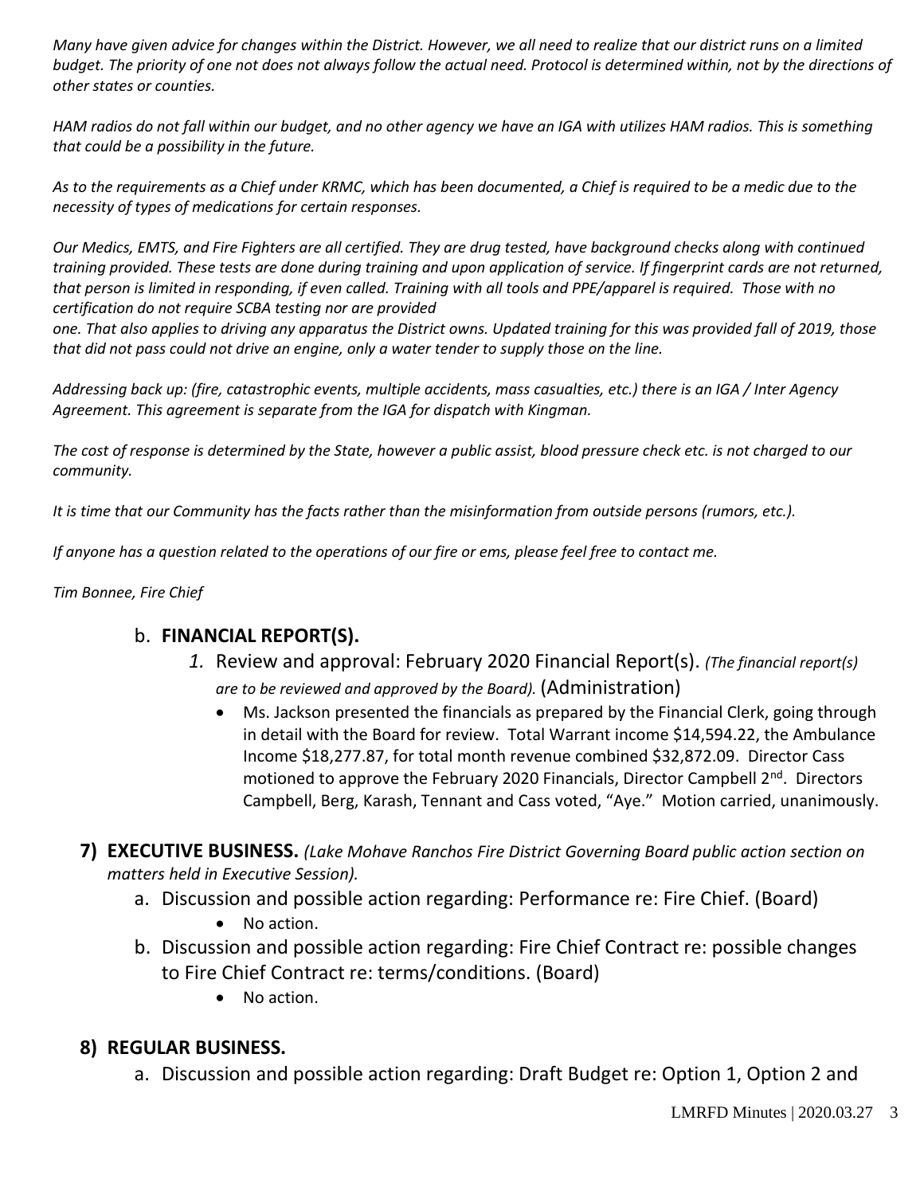*Many have given advice for changes within the District. However, we all need to realize that our district runs on a limited budget. The priority of one not does not always follow the actual need. Protocol is determined within, not by the directions of other states or counties.*

*HAM radios do not fall within our budget, and no other agency we have an IGA with utilizes HAM radios. This is something that could be a possibility in the future.*

*As to the requirements as a Chief under KRMC, which has been documented, a Chief is required to be a medic due to the necessity of types of medications for certain responses.*

*Our Medics, EMTS, and Fire Fighters are all certified. They are drug tested, have background checks along with continued training provided. These tests are done during training and upon application of service. If fingerprint cards are not returned, that person is limited in responding, if even called. Training with all tools and PPE/apparel is required. Those with no certification do not require SCBA testing nor are provided one. That also applies to driving any apparatus the District owns. Updated training for this was provided fall of 2019, those that did not pass could not drive an engine, only a water tender to supply those on the line.*

*Addressing back up: (fire, catastrophic events, multiple accidents, mass casualties, etc.) there is an IGA / Inter Agency Agreement. This agreement is separate from the IGA for dispatch with Kingman.*

*The cost of response is determined by the State, however a public assist, blood pressure check etc. is not charged to our community.*

*It is time that our Community has the facts rather than the misinformation from outside persons (rumors, etc.).*

*If anyone has a question related to the operations of our fire or ems, please feel free to contact me.*

*Tim Bonnee, Fire Chief*

b. **FINANCIAL REPORT(S).**

1. Review and approval: February 2020 Financial Report(s). *(The financial report(s) are to be reviewed and approved by the Board).* (Administration)
   - Ms. Jackson presented the financials as prepared by the Financial Clerk, going through in detail with the Board for review. Total Warrant income $14,594.22, the Ambulance Income $18,277.87, for total month revenue combined $32,872.09. Director Cass motioned to approve the February 2020 Financials, Director Campbell 2nd. Directors Campbell, Berg, Karash, Tennant and Cass voted, "Aye." Motion carried, unanimously.

## 7) EXECUTIVE BUSINESS. *(Lake Mohave Ranchos Fire District Governing Board public action section on matters held in Executive Session).*

a. Discussion and possible action regarding: Performance re: Fire Chief. (Board)
   - No action.

b. Discussion and possible action regarding: Fire Chief Contract re: possible changes to Fire Chief Contract re: terms/conditions. (Board)
   - No action.

## 8) REGULAR BUSINESS.

a. Discussion and possible action regarding: Draft Budget re: Option 1, Option 2 and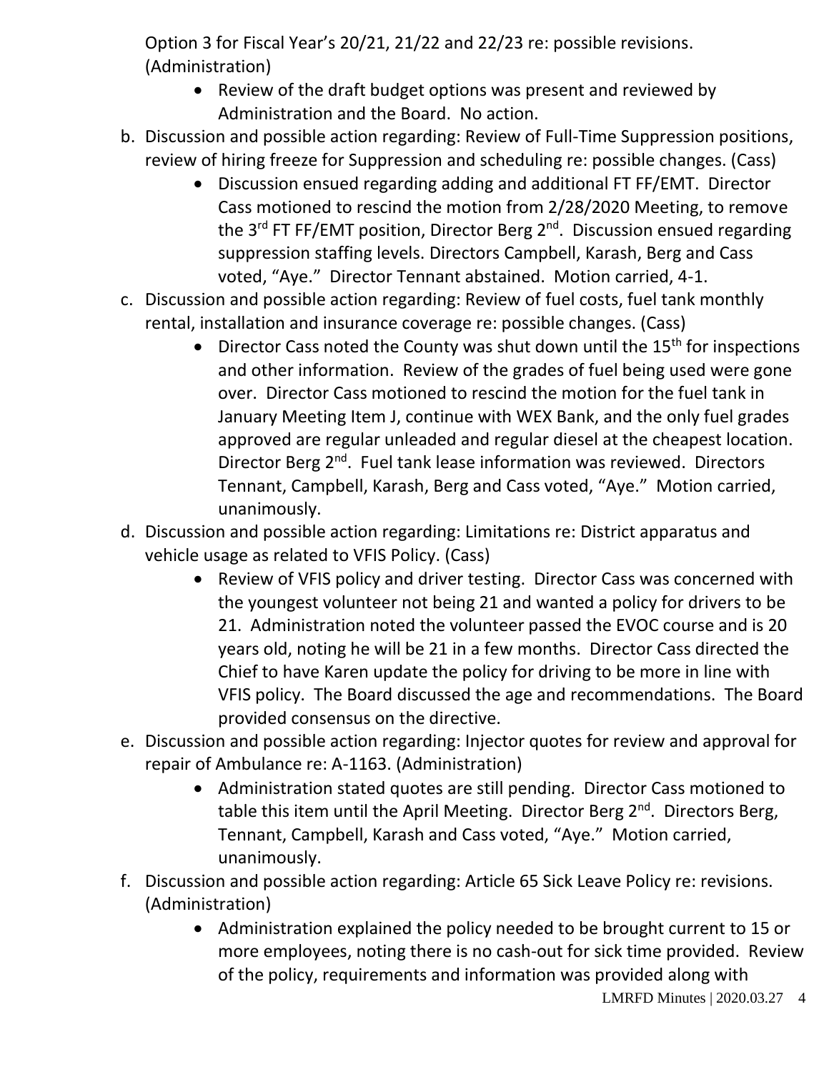Option 3 for Fiscal Year's 20/21, 21/22 and 22/23 re: possible revisions. (Administration)

- Review of the draft budget options was present and reviewed by Administration and the Board. No action.

b. Discussion and possible action regarding: Review of Full-Time Suppression positions, review of hiring freeze for Suppression and scheduling re: possible changes. (Cass)

- Discussion ensued regarding adding and additional FT FF/EMT. Director Cass motioned to rescind the motion from 2/28/2020 Meeting, to remove the 3rd FT FF/EMT position, Director Berg 2nd. Discussion ensued regarding suppression staffing levels. Directors Campbell, Karash, Berg and Cass voted, "Aye." Director Tennant abstained. Motion carried, 4-1.

c. Discussion and possible action regarding: Review of fuel costs, fuel tank monthly rental, installation and insurance coverage re: possible changes. (Cass)

- Director Cass noted the County was shut down until the 15th for inspections and other information. Review of the grades of fuel being used were gone over. Director Cass motioned to rescind the motion for the fuel tank in January Meeting Item J, continue with WEX Bank, and the only fuel grades approved are regular unleaded and regular diesel at the cheapest location. Director Berg 2nd. Fuel tank lease information was reviewed. Directors Tennant, Campbell, Karash, Berg and Cass voted, "Aye." Motion carried, unanimously.

d. Discussion and possible action regarding: Limitations re: District apparatus and vehicle usage as related to VFIS Policy. (Cass)

- Review of VFIS policy and driver testing. Director Cass was concerned with the youngest volunteer not being 21 and wanted a policy for drivers to be 21. Administration noted the volunteer passed the EVOC course and is 20 years old, noting he will be 21 in a few months. Director Cass directed the Chief to have Karen update the policy for driving to be more in line with VFIS policy. The Board discussed the age and recommendations. The Board provided consensus on the directive.

e. Discussion and possible action regarding: Injector quotes for review and approval for repair of Ambulance re: A-1163. (Administration)

- Administration stated quotes are still pending. Director Cass motioned to table this item until the April Meeting. Director Berg 2nd. Directors Berg, Tennant, Campbell, Karash and Cass voted, "Aye." Motion carried, unanimously.

f. Discussion and possible action regarding: Article 65 Sick Leave Policy re: revisions. (Administration)

- Administration explained the policy needed to be brought current to 15 or more employees, noting there is no cash-out for sick time provided. Review of the policy, requirements and information was provided along with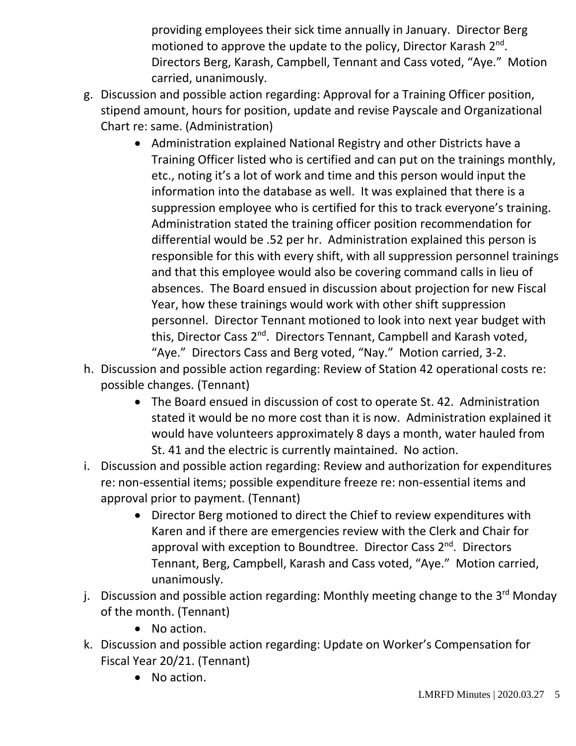providing employees their sick time annually in January. Director Berg motioned to approve the update to the policy, Director Karash 2nd. Directors Berg, Karash, Campbell, Tennant and Cass voted, "Aye." Motion carried, unanimously.

g. Discussion and possible action regarding: Approval for a Training Officer position, stipend amount, hours for position, update and revise Payscale and Organizational Chart re: same. (Administration)
   - Administration explained National Registry and other Districts have a Training Officer listed who is certified and can put on the trainings monthly, etc., noting it's a lot of work and time and this person would input the information into the database as well. It was explained that there is a suppression employee who is certified for this to track everyone's training. Administration stated the training officer position recommendation for differential would be .52 per hr. Administration explained this person is responsible for this with every shift, with all suppression personnel trainings and that this employee would also be covering command calls in lieu of absences. The Board ensued in discussion about projection for new Fiscal Year, how these trainings would work with other shift suppression personnel. Director Tennant motioned to look into next year budget with this, Director Cass 2nd. Directors Tennant, Campbell and Karash voted, "Aye." Directors Cass and Berg voted, "Nay." Motion carried, 3-2.

h. Discussion and possible action regarding: Review of Station 42 operational costs re: possible changes. (Tennant)
   - The Board ensued in discussion of cost to operate St. 42. Administration stated it would be no more cost than it is now. Administration explained it would have volunteers approximately 8 days a month, water hauled from St. 41 and the electric is currently maintained. No action.

i. Discussion and possible action regarding: Review and authorization for expenditures re: non-essential items; possible expenditure freeze re: non-essential items and approval prior to payment. (Tennant)
   - Director Berg motioned to direct the Chief to review expenditures with Karen and if there are emergencies review with the Clerk and Chair for approval with exception to Boundtree. Director Cass 2nd. Directors Tennant, Berg, Campbell, Karash and Cass voted, "Aye." Motion carried, unanimously.

j. Discussion and possible action regarding: Monthly meeting change to the 3rd Monday of the month. (Tennant)
   - No action.

k. Discussion and possible action regarding: Update on Worker's Compensation for Fiscal Year 20/21. (Tennant)
   - No action.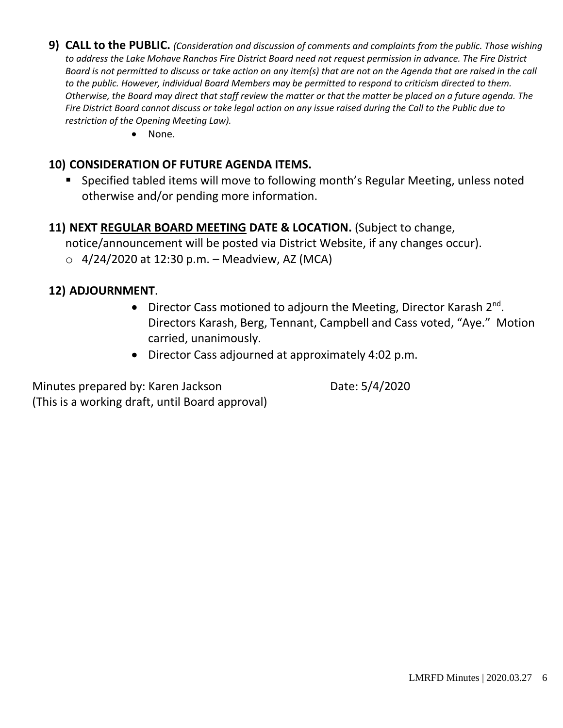**9) CALL to the PUBLIC.** *(Consideration and discussion of comments and complaints from the public. Those wishing to address the Lake Mohave Ranchos Fire District Board need not request permission in advance. The Fire District Board is not permitted to discuss or take action on any item(s) that are not on the Agenda that are raised in the call to the public. However, individual Board Members may be permitted to respond to criticism directed to them. Otherwise, the Board may direct that staff review the matter or that the matter be placed on a future agenda. The Fire District Board cannot discuss or take legal action on any issue raised during the Call to the Public due to restriction of the Opening Meeting Law).*

- None.

**10) CONSIDERATION OF FUTURE AGENDA ITEMS.**

- Specified tabled items will move to following month's Regular Meeting, unless noted otherwise and/or pending more information.

**11) NEXT <u>REGULAR BOARD MEETING</u> DATE & LOCATION.** (Subject to change, notice/announcement will be posted via District Website, if any changes occur).

- 4/24/2020 at 12:30 p.m. – Meadview, AZ (MCA)

**12) ADJOURNMENT**.

- Director Cass motioned to adjourn the Meeting, Director Karash 2nd. Directors Karash, Berg, Tennant, Campbell and Cass voted, "Aye." Motion carried, unanimously.
- Director Cass adjourned at approximately 4:02 p.m.

Minutes prepared by: Karen Jackson Date: 5/4/2020
(This is a working draft, until Board approval)